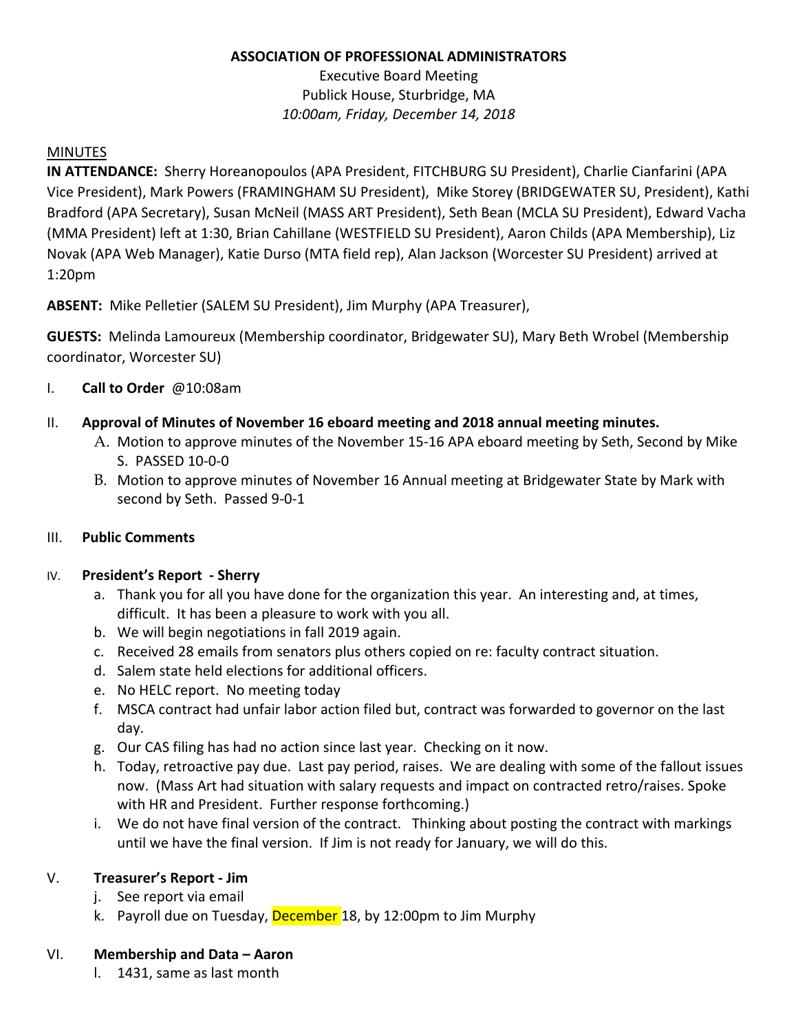**ASSOCIATION OF PROFESSIONAL ADMINISTRATORS**

Executive Board Meeting
Publick House, Sturbridge, MA
*10:00am, Friday, December 14, 2018*

MINUTES

**IN ATTENDANCE:** Sherry Horeanopoulos (APA President, FITCHBURG SU President), Charlie Cianfarini (APA Vice President), Mark Powers (FRAMINGHAM SU President), Mike Storey (BRIDGEWATER SU, President), Kathi Bradford (APA Secretary), Susan McNeil (MASS ART President), Seth Bean (MCLA SU President), Edward Vacha (MMA President) left at 1:30, Brian Cahillane (WESTFIELD SU President), Aaron Childs (APA Membership), Liz Novak (APA Web Manager), Katie Durso (MTA field rep), Alan Jackson (Worcester SU President) arrived at 1:20pm

**ABSENT:** Mike Pelletier (SALEM SU President), Jim Murphy (APA Treasurer),

**GUESTS:** Melinda Lamoureux (Membership coordinator, Bridgewater SU), Mary Beth Wrobel (Membership coordinator, Worcester SU)

I. **Call to Order** @10:08am

II. **Approval of Minutes of November 16 eboard meeting and 2018 annual meeting minutes.**
   A. Motion to approve minutes of the November 15-16 APA eboard meeting by Seth, Second by Mike S. PASSED 10-0-0
   B. Motion to approve minutes of November 16 Annual meeting at Bridgewater State by Mark with second by Seth. Passed 9-0-1

III. **Public Comments**

IV. **President's Report - Sherry**
   a. Thank you for all you have done for the organization this year. An interesting and, at times, difficult. It has been a pleasure to work with you all.
   b. We will begin negotiations in fall 2019 again.
   c. Received 28 emails from senators plus others copied on re: faculty contract situation.
   d. Salem state held elections for additional officers.
   e. No HELC report. No meeting today
   f. MSCA contract had unfair labor action filed but, contract was forwarded to governor on the last day.
   g. Our CAS filing has had no action since last year. Checking on it now.
   h. Today, retroactive pay due. Last pay period, raises. We are dealing with some of the fallout issues now. (Mass Art had situation with salary requests and impact on contracted retro/raises. Spoke with HR and President. Further response forthcoming.)
   i. We do not have final version of the contract. Thinking about posting the contract with markings until we have the final version. If Jim is not ready for January, we will do this.

V. **Treasurer's Report - Jim**
   j. See report via email
   k. Payroll due on Tuesday, December 18, by 12:00pm to Jim Murphy

VI. **Membership and Data – Aaron**
   l. 1431, same as last month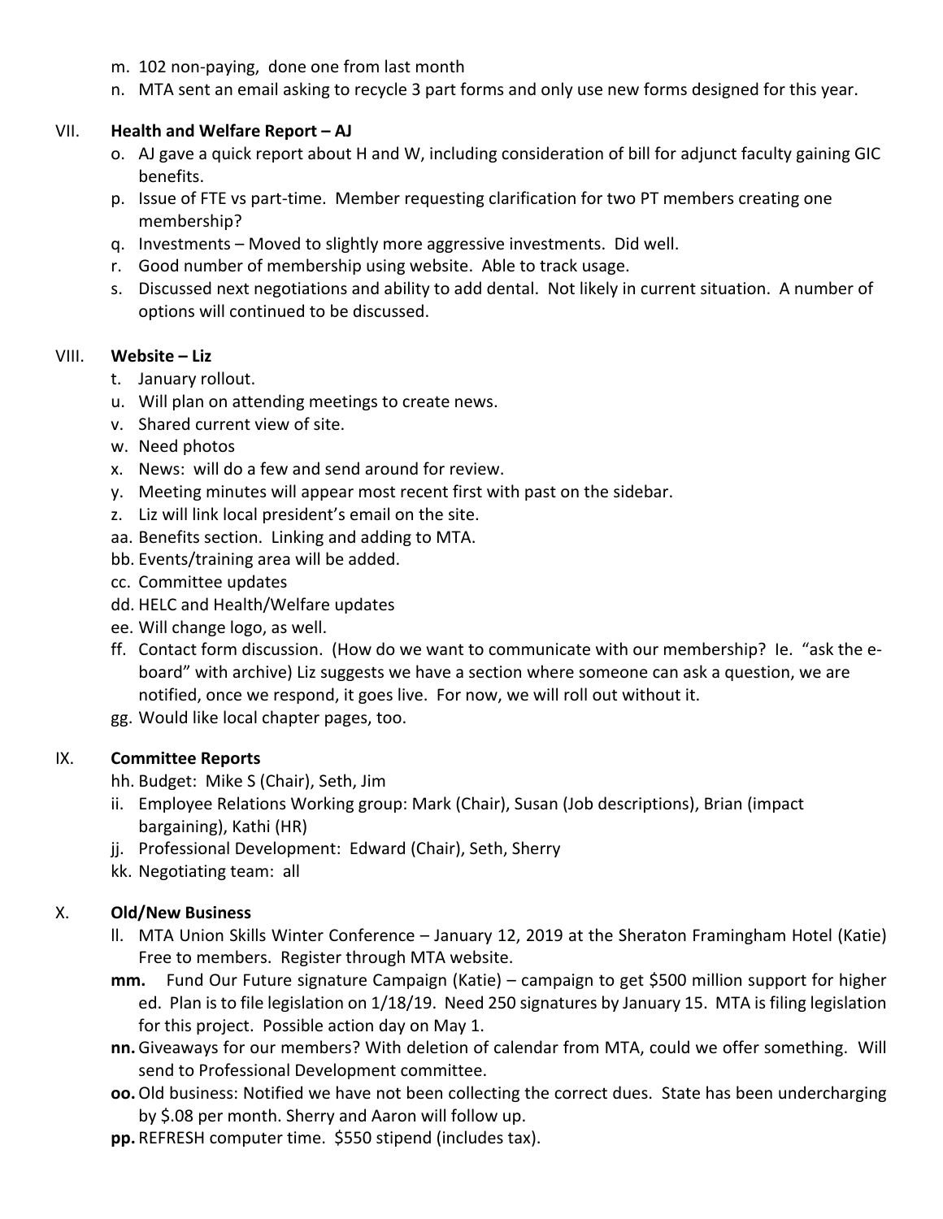m. 102 non-paying, done one from last month
n. MTA sent an email asking to recycle 3 part forms and only use new forms designed for this year.

## VII. Health and Welfare Report – AJ

o. AJ gave a quick report about H and W, including consideration of bill for adjunct faculty gaining GIC benefits.
p. Issue of FTE vs part-time. Member requesting clarification for two PT members creating one membership?
q. Investments – Moved to slightly more aggressive investments. Did well.
r. Good number of membership using website. Able to track usage.
s. Discussed next negotiations and ability to add dental. Not likely in current situation. A number of options will continued to be discussed.

## VIII. Website – Liz

t. January rollout.
u. Will plan on attending meetings to create news.
v. Shared current view of site.
w. Need photos
x. News: will do a few and send around for review.
y. Meeting minutes will appear most recent first with past on the sidebar.
z. Liz will link local president's email on the site.
aa. Benefits section. Linking and adding to MTA.
bb. Events/training area will be added.
cc. Committee updates
dd. HELC and Health/Welfare updates
ee. Will change logo, as well.
ff. Contact form discussion. (How do we want to communicate with our membership? Ie. "ask the e-board" with archive) Liz suggests we have a section where someone can ask a question, we are notified, once we respond, it goes live. For now, we will roll out without it.
gg. Would like local chapter pages, too.

## IX. Committee Reports

hh. Budget: Mike S (Chair), Seth, Jim
ii. Employee Relations Working group: Mark (Chair), Susan (Job descriptions), Brian (impact bargaining), Kathi (HR)
jj. Professional Development: Edward (Chair), Seth, Sherry
kk. Negotiating team: all

## X. Old/New Business

ll. MTA Union Skills Winter Conference – January 12, 2019 at the Sheraton Framingham Hotel (Katie) Free to members. Register through MTA website.
**mm.** Fund Our Future signature Campaign (Katie) – campaign to get $500 million support for higher ed. Plan is to file legislation on 1/18/19. Need 250 signatures by January 15. MTA is filing legislation for this project. Possible action day on May 1.
**nn.** Giveaways for our members? With deletion of calendar from MTA, could we offer something. Will send to Professional Development committee.
**oo.** Old business: Notified we have not been collecting the correct dues. State has been undercharging by $.08 per month. Sherry and Aaron will follow up.
**pp.** REFRESH computer time. $550 stipend (includes tax).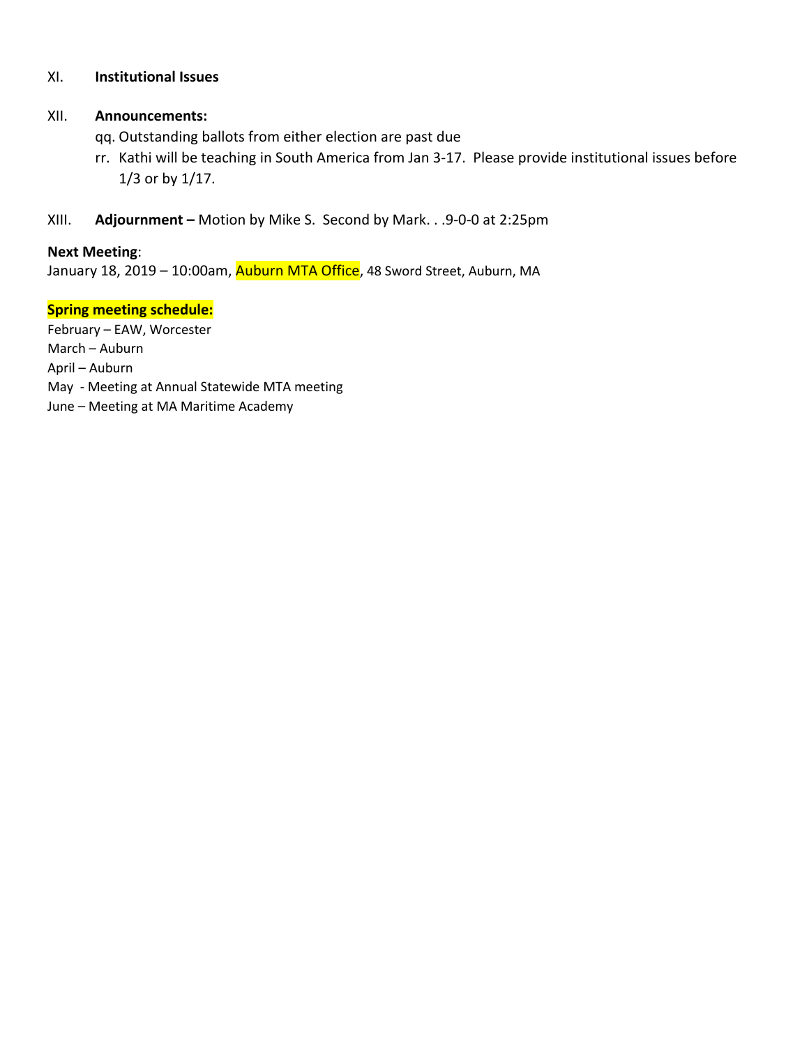XI. **Institutional Issues**

XII. **Announcements:**

qq. Outstanding ballots from either election are past due

rr. Kathi will be teaching in South America from Jan 3-17. Please provide institutional issues before 1/3 or by 1/17.

XIII. **Adjournment –** Motion by Mike S. Second by Mark. . .9-0-0 at 2:25pm

**Next Meeting**:
January 18, 2019 – 10:00am, Auburn MTA Office, 48 Sword Street, Auburn, MA

**Spring meeting schedule:**

February – EAW, Worcester
March – Auburn
April – Auburn
May - Meeting at Annual Statewide MTA meeting
June – Meeting at MA Maritime Academy